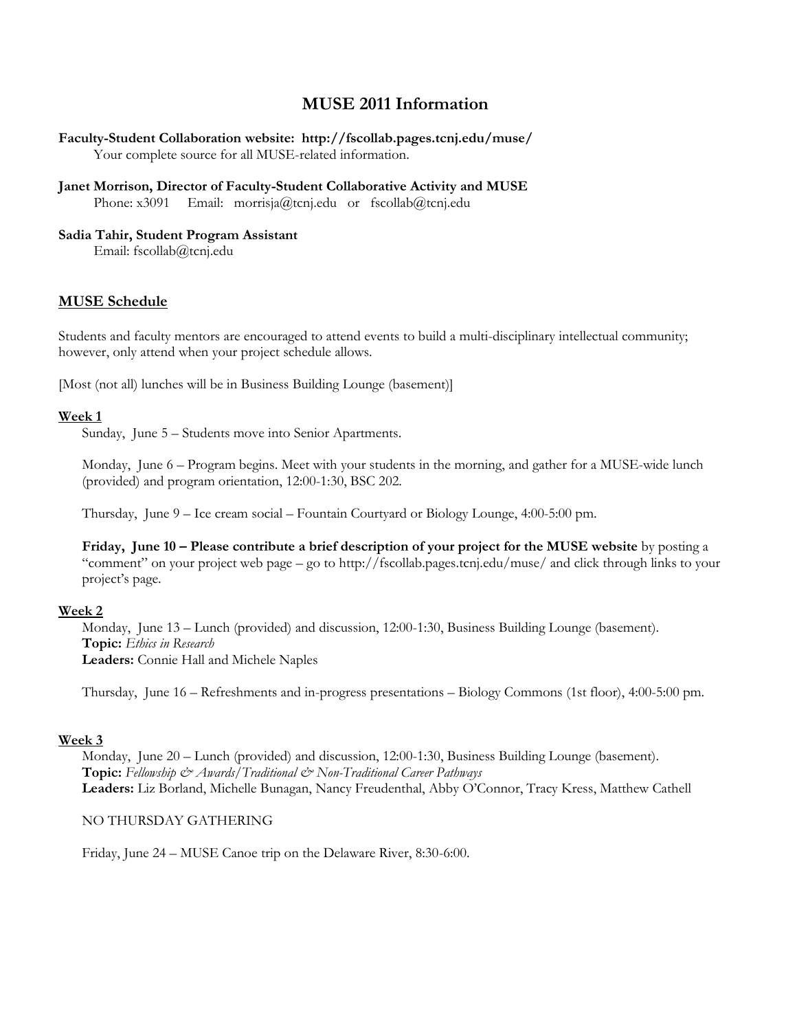# MUSE 2011 Information

**Faculty-Student Collaboration website: http://fscollab.pages.tcnj.edu/muse/**
Your complete source for all MUSE-related information.

**Janet Morrison, Director of Faculty-Student Collaborative Activity and MUSE**
Phone: x3091 Email: morrisja@tcnj.edu or fscollab@tcnj.edu

**Sadia Tahir, Student Program Assistant**
Email: fscollab@tcnj.edu

## MUSE Schedule

Students and faculty mentors are encouraged to attend events to build a multi-disciplinary intellectual community; however, only attend when your project schedule allows.

[Most (not all) lunches will be in Business Building Lounge (basement)]

### Week 1

Sunday, June 5 – Students move into Senior Apartments.

Monday, June 6 – Program begins. Meet with your students in the morning, and gather for a MUSE-wide lunch (provided) and program orientation, 12:00-1:30, BSC 202.

Thursday, June 9 – Ice cream social – Fountain Courtyard or Biology Lounge, 4:00-5:00 pm.

**Friday, June 10 – Please contribute a brief description of your project for the MUSE website** by posting a "comment" on your project web page – go to http://fscollab.pages.tcnj.edu/muse/ and click through links to your project's page.

### Week 2

Monday, June 13 – Lunch (provided) and discussion, 12:00-1:30, Business Building Lounge (basement).
**Topic:** *Ethics in Research*
**Leaders:** Connie Hall and Michele Naples

Thursday, June 16 – Refreshments and in-progress presentations – Biology Commons (1st floor), 4:00-5:00 pm.

### Week 3

Monday, June 20 – Lunch (provided) and discussion, 12:00-1:30, Business Building Lounge (basement).
**Topic:** *Fellowship & Awards/Traditional & Non-Traditional Career Pathways*
**Leaders:** Liz Borland, Michelle Bunagan, Nancy Freudenthal, Abby O'Connor, Tracy Kress, Matthew Cathell

NO THURSDAY GATHERING

Friday, June 24 – MUSE Canoe trip on the Delaware River, 8:30-6:00.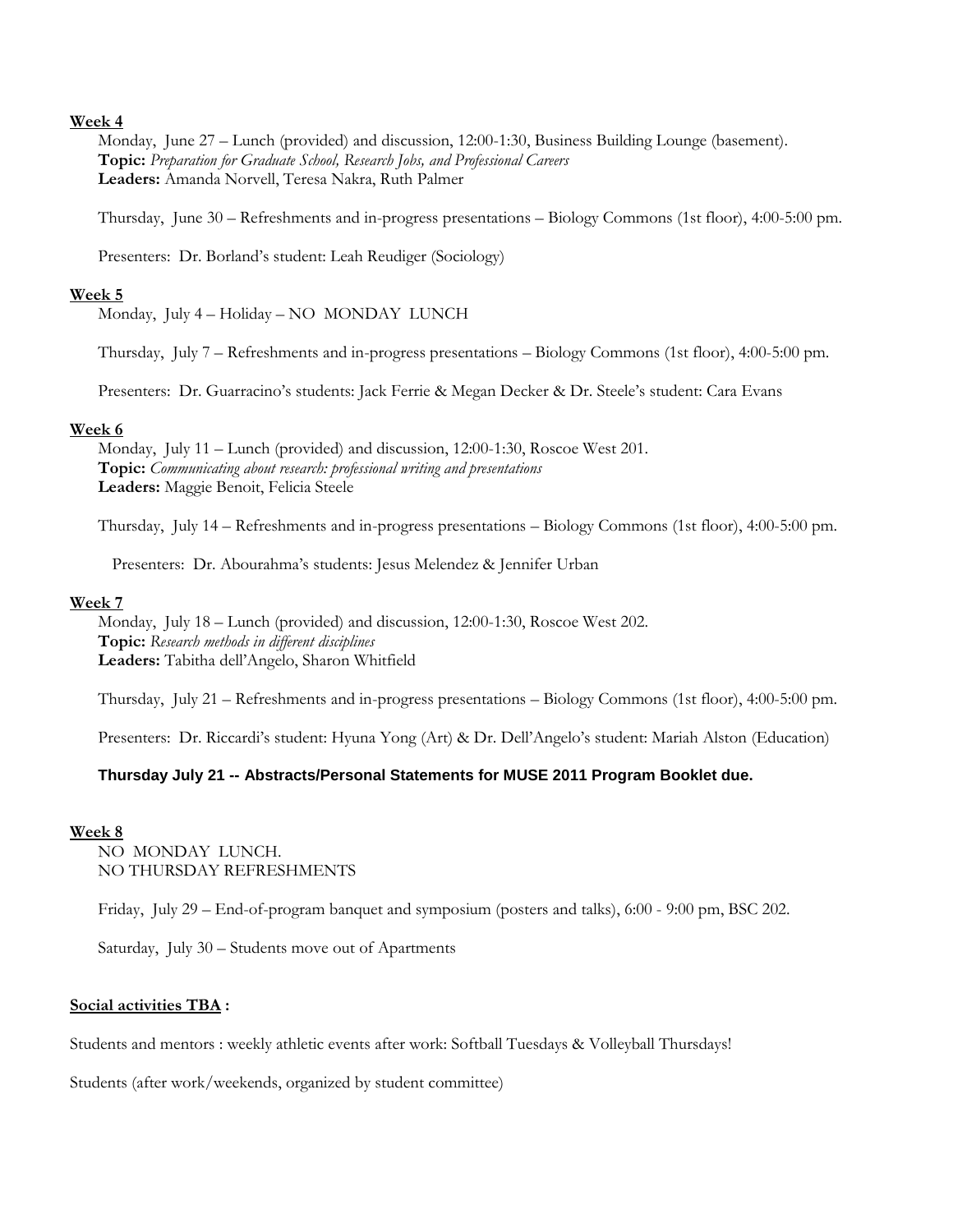**Week 4**

Monday, June 27 – Lunch (provided) and discussion, 12:00-1:30, Business Building Lounge (basement).
**Topic:** *Preparation for Graduate School, Research Jobs, and Professional Careers*
**Leaders:** Amanda Norvell, Teresa Nakra, Ruth Palmer

Thursday, June 30 – Refreshments and in-progress presentations – Biology Commons (1st floor), 4:00-5:00 pm.

Presenters: Dr. Borland's student: Leah Reudiger (Sociology)

**Week 5**

Monday, July 4 – Holiday – NO MONDAY LUNCH

Thursday, July 7 – Refreshments and in-progress presentations – Biology Commons (1st floor), 4:00-5:00 pm.

Presenters: Dr. Guarracino's students: Jack Ferrie & Megan Decker & Dr. Steele's student: Cara Evans

**Week 6**

Monday, July 11 – Lunch (provided) and discussion, 12:00-1:30, Roscoe West 201.
**Topic:** *Communicating about research: professional writing and presentations*
**Leaders:** Maggie Benoit, Felicia Steele

Thursday, July 14 – Refreshments and in-progress presentations – Biology Commons (1st floor), 4:00-5:00 pm.

Presenters: Dr. Abourahma's students: Jesus Melendez & Jennifer Urban

**Week 7**

Monday, July 18 – Lunch (provided) and discussion, 12:00-1:30, Roscoe West 202.
**Topic:** *Research methods in different disciplines*
**Leaders:** Tabitha dell'Angelo, Sharon Whitfield

Thursday, July 21 – Refreshments and in-progress presentations – Biology Commons (1st floor), 4:00-5:00 pm.

Presenters: Dr. Riccardi's student: Hyuna Yong (Art) & Dr. Dell'Angelo's student: Mariah Alston (Education)

**Thursday July 21 -- Abstracts/Personal Statements for MUSE 2011 Program Booklet due.**

**Week 8**

NO MONDAY LUNCH.
NO THURSDAY REFRESHMENTS

Friday, July 29 – End-of-program banquet and symposium (posters and talks), 6:00 - 9:00 pm, BSC 202.

Saturday, July 30 – Students move out of Apartments

**Social activities TBA :**

Students and mentors : weekly athletic events after work: Softball Tuesdays & Volleyball Thursdays!

Students (after work/weekends, organized by student committee)